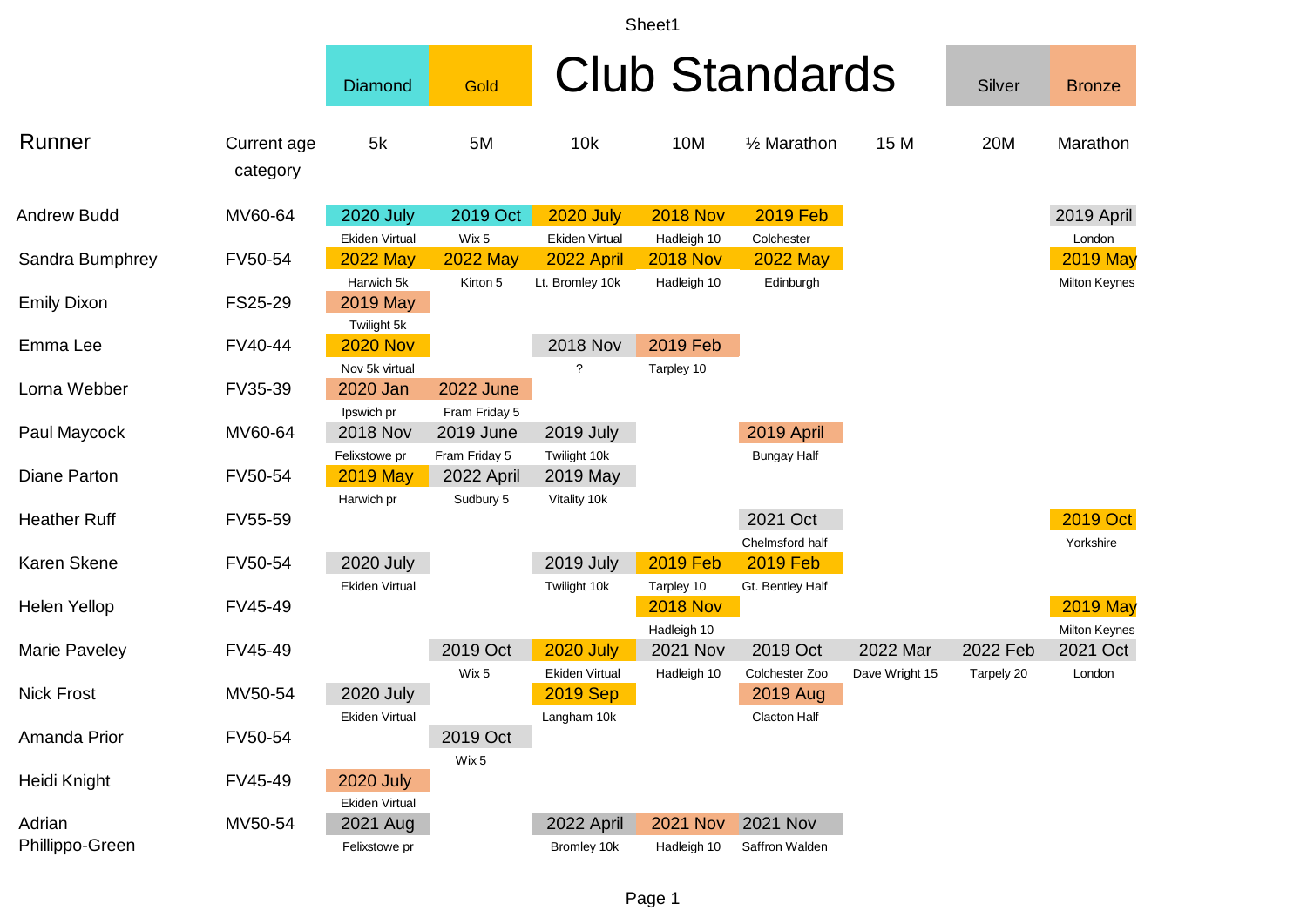# Club Standards

Diamond | Gold | Silver | Bronze

| Runner | Current age category | 5k | 5M | 10k | 10M | ½ Marathon | 15 M | 20M | Marathon |
|---|---|---|---|---|---|---|---|---|---|
| Andrew Budd | MV60-64 | 2020 July<br>Ekiden Virtual | 2019 Oct<br>Wix 5 | 2020 July<br>Ekiden Virtual | 2018 Nov<br>Hadleigh 10 | 2019 Feb<br>Colchester | | | 2019 April<br>London |
| Sandra Bumphrey | FV50-54 | 2022 May<br>Harwich 5k | 2022 May<br>Kirton 5 | 2022 April<br>Lt. Bromley 10k | 2018 Nov<br>Hadleigh 10 | 2022 May<br>Edinburgh | | | 2019 May<br>Milton Keynes |
| Emily Dixon | FS25-29 | 2019 May<br>Twilight 5k | | | | | | | |
| Emma Lee | FV40-44 | 2020 Nov<br>Nov 5k virtual | | 2018 Nov<br>? | 2019 Feb<br>Tarpley 10 | | | | |
| Lorna Webber | FV35-39 | 2020 Jan<br>Ipswich pr | 2022 June<br>Fram Friday 5 | | | | | | |
| Paul Maycock | MV60-64 | 2018 Nov<br>Felixstowe pr | 2019 June<br>Fram Friday 5 | 2019 July<br>Twilight 10k | | 2019 April<br>Bungay Half | | | |
| Diane Parton | FV50-54 | 2019 May<br>Harwich pr | 2022 April<br>Sudbury 5 | 2019 May<br>Vitality 10k | | | | | |
| Heather Ruff | FV55-59 | | | | | 2021 Oct<br>Chelmsford half | | | 2019 Oct<br>Yorkshire |
| Karen Skene | FV50-54 | 2020 July<br>Ekiden Virtual | | 2019 July<br>Twilight 10k | 2019 Feb<br>Tarpley 10 | 2019 Feb<br>Gt. Bentley Half | | | |
| Helen Yellop | FV45-49 | | | | 2018 Nov<br>Hadleigh 10 | | | | 2019 May<br>Milton Keynes |
| Marie Paveley | FV45-49 | | 2019 Oct<br>Wix 5 | 2020 July<br>Ekiden Virtual | 2021 Nov<br>Hadleigh 10 | 2019 Oct<br>Colchester Zoo | 2022 Mar<br>Dave Wright 15 | 2022 Feb<br>Tarpely 20 | 2021 Oct<br>London |
| Nick Frost | MV50-54 | 2020 July<br>Ekiden Virtual | | 2019 Sep<br>Langham 10k | | 2019 Aug<br>Clacton Half | | | |
| Amanda Prior | FV50-54 | | 2019 Oct<br>Wix 5 | | | | | | |
| Heidi Knight | FV45-49 | 2020 July<br>Ekiden Virtual | | | | | | | |
| Adrian Phillippo-Green | MV50-54 | 2021 Aug<br>Felixstowe pr | | 2022 April<br>Bromley 10k | 2021 Nov<br>Hadleigh 10 | 2021 Nov<br>Saffron Walden | | | |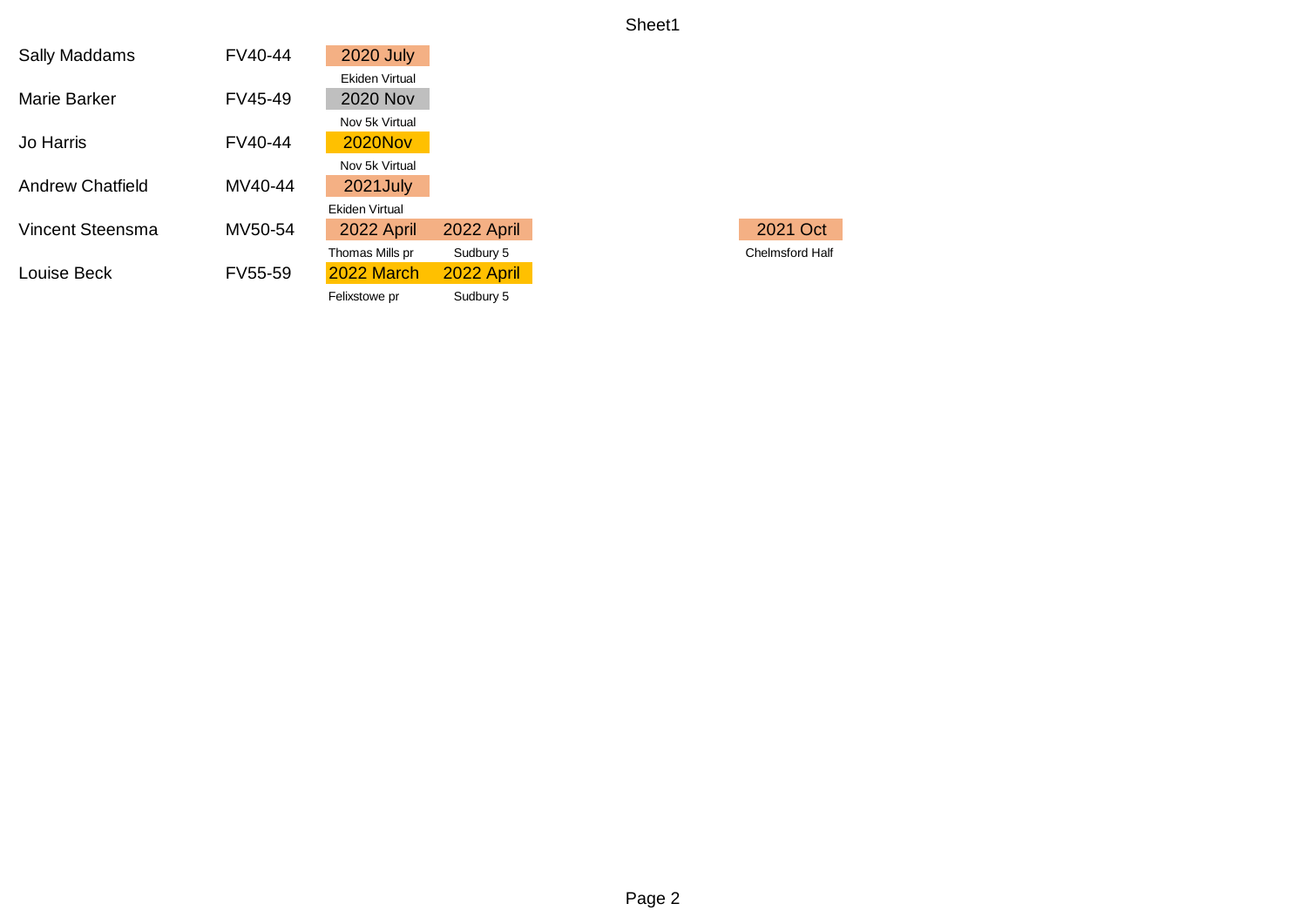| | | | | | |
|---|---|---|---|---|---|
| Sally Maddams | FV40-44 | 2020 July | | | |
| | | Ekiden Virtual | | | |
| Marie Barker | FV45-49 | 2020 Nov | | | |
| | | Nov 5k Virtual | | | |
| Jo Harris | FV40-44 | 2020Nov | | | |
| | | Nov 5k Virtual | | | |
| Andrew Chatfield | MV40-44 | 2021July | | | |
| | | Ekiden Virtual | | | |
| Vincent Steensma | MV50-54 | 2022 April | 2022 April | | 2021 Oct |
| | | Thomas Mills pr | Sudbury 5 | | Chelmsford Half |
| Louise Beck | FV55-59 | 2022 March | 2022 April | | |
| | | Felixstowe pr | Sudbury 5 | | |